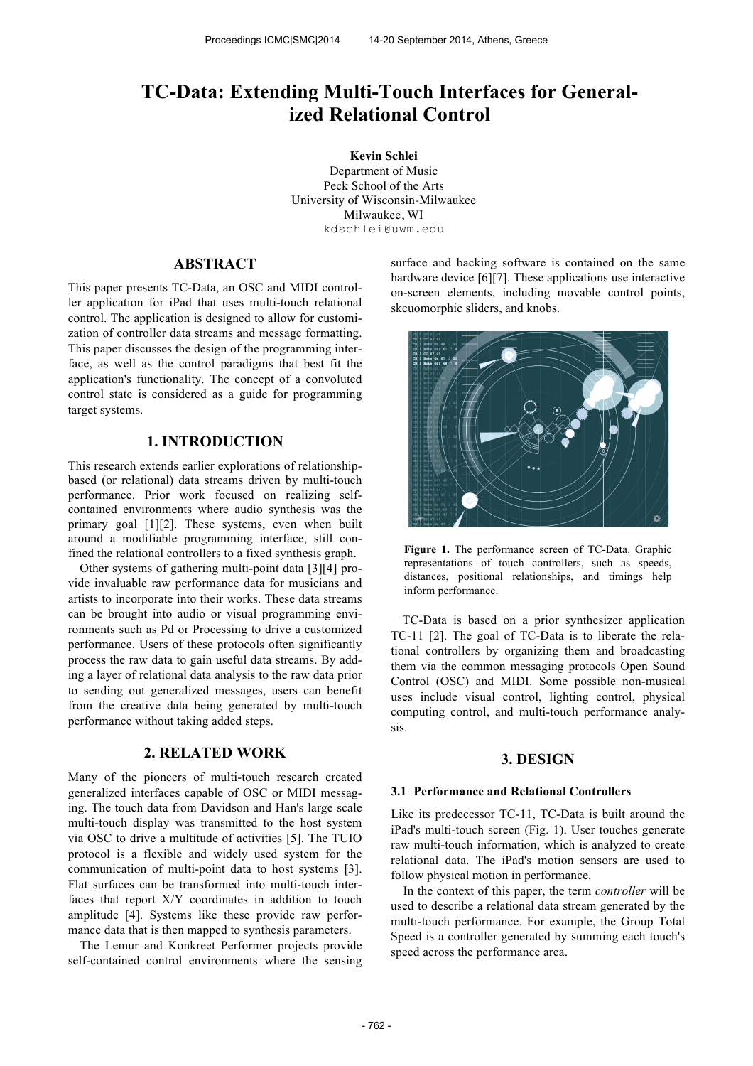# TC-Data: Extending Multi-Touch Interfaces for Generalized Relational Control

**Kevin Schlei**
Department of Music
Peck School of the Arts
University of Wisconsin-Milwaukee
Milwaukee, WI
kdschlei@uwm.edu

## ABSTRACT

This paper presents TC-Data, an OSC and MIDI controller application for iPad that uses multi-touch relational control. The application is designed to allow for customization of controller data streams and message formatting. This paper discusses the design of the programming interface, as well as the control paradigms that best fit the application's functionality. The concept of a convoluted control state is considered as a guide for programming target systems.

## 1. INTRODUCTION

This research extends earlier explorations of relationship-based (or relational) data streams driven by multi-touch performance. Prior work focused on realizing self-contained environments where audio synthesis was the primary goal [1][2]. These systems, even when built around a modifiable programming interface, still confined the relational controllers to a fixed synthesis graph.

Other systems of gathering multi-point data [3][4] provide invaluable raw performance data for musicians and artists to incorporate into their works. These data streams can be brought into audio or visual programming environments such as Pd or Processing to drive a customized performance. Users of these protocols often significantly process the raw data to gain useful data streams. By adding a layer of relational data analysis to the raw data prior to sending out generalized messages, users can benefit from the creative data being generated by multi-touch performance without taking added steps.

## 2. RELATED WORK

Many of the pioneers of multi-touch research created generalized interfaces capable of OSC or MIDI messaging. The touch data from Davidson and Han's large scale multi-touch display was transmitted to the host system via OSC to drive a multitude of activities [5]. The TUIO protocol is a flexible and widely used system for the communication of multi-point data to host systems [3]. Flat surfaces can be transformed into multi-touch interfaces that report X/Y coordinates in addition to touch amplitude [4]. Systems like these provide raw performance data that is then mapped to synthesis parameters.

The Lemur and Konkreet Performer projects provide self-contained control environments where the sensing surface and backing software is contained on the same hardware device [6][7]. These applications use interactive on-screen elements, including movable control points, skeuomorphic sliders, and knobs.

**Figure 1.** The performance screen of TC-Data. Graphic representations of touch controllers, such as speeds, distances, positional relationships, and timings help inform performance.

TC-Data is based on a prior synthesizer application TC-11 [2]. The goal of TC-Data is to liberate the relational controllers by organizing them and broadcasting them via the common messaging protocols Open Sound Control (OSC) and MIDI. Some possible non-musical uses include visual control, lighting control, physical computing control, and multi-touch performance analysis.

## 3. DESIGN

### 3.1 Performance and Relational Controllers

Like its predecessor TC-11, TC-Data is built around the iPad's multi-touch screen (Fig. 1). User touches generate raw multi-touch information, which is analyzed to create relational data. The iPad's motion sensors are used to follow physical motion in performance.

In the context of this paper, the term *controller* will be used to describe a relational data stream generated by the multi-touch performance. For example, the Group Total Speed is a controller generated by summing each touch's speed across the performance area.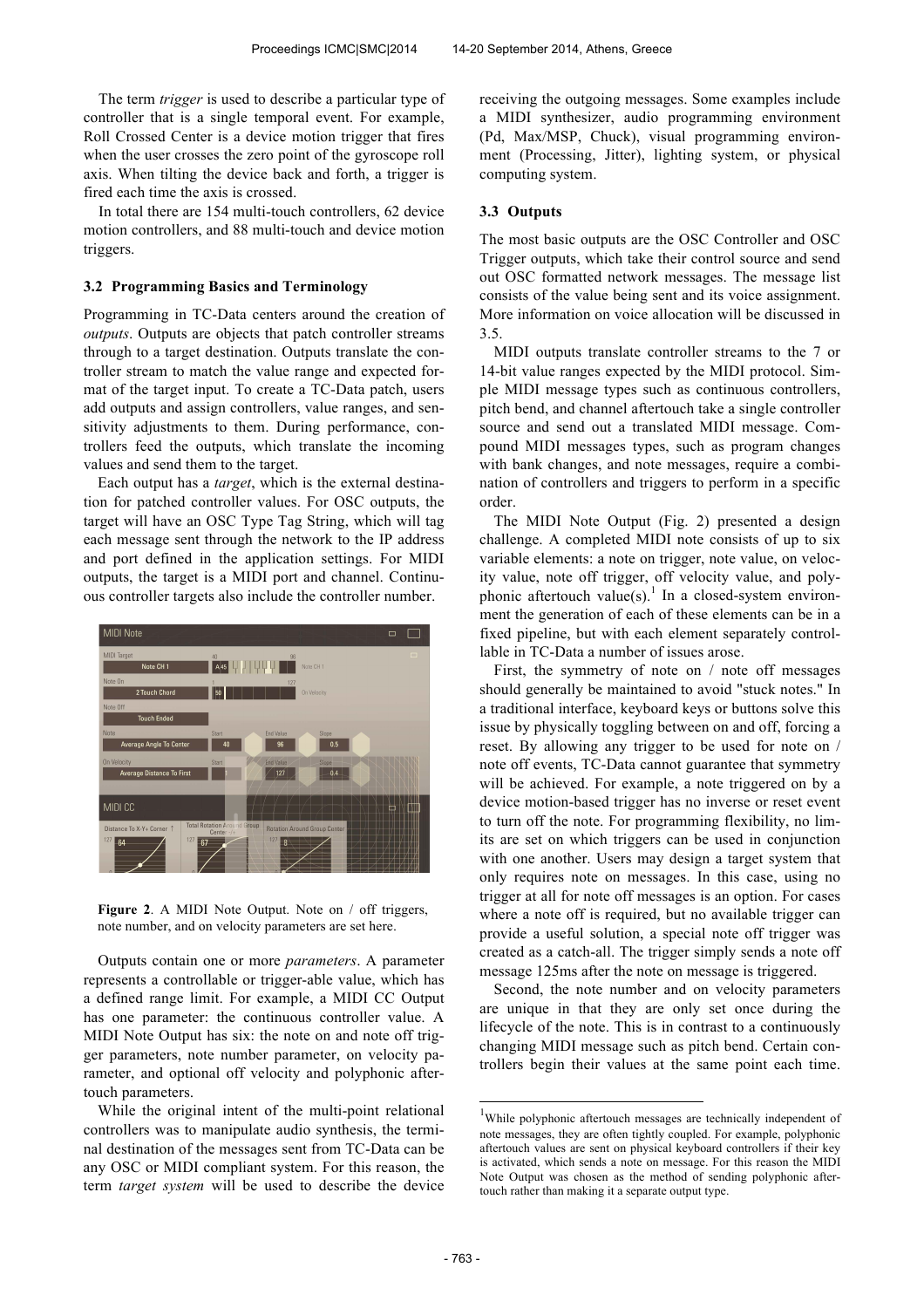The term *trigger* is used to describe a particular type of controller that is a single temporal event. For example, Roll Crossed Center is a device motion trigger that fires when the user crosses the zero point of the gyroscope roll axis. When tilting the device back and forth, a trigger is fired each time the axis is crossed.

In total there are 154 multi-touch controllers, 62 device motion controllers, and 88 multi-touch and device motion triggers.

### 3.2 Programming Basics and Terminology

Programming in TC-Data centers around the creation of *outputs*. Outputs are objects that patch controller streams through to a target destination. Outputs translate the controller stream to match the value range and expected format of the target input. To create a TC-Data patch, users add outputs and assign controllers, value ranges, and sensitivity adjustments to them. During performance, controllers feed the outputs, which translate the incoming values and send them to the target.

Each output has a *target*, which is the external destination for patched controller values. For OSC outputs, the target will have an OSC Type Tag String, which will tag each message sent through the network to the IP address and port defined in the application settings. For MIDI outputs, the target is a MIDI port and channel. Continuous controller targets also include the controller number.

**Figure 2**. A MIDI Note Output. Note on / off triggers, note number, and on velocity parameters are set here.

Outputs contain one or more *parameters*. A parameter represents a controllable or trigger-able value, which has a defined range limit. For example, a MIDI CC Output has one parameter: the continuous controller value. A MIDI Note Output has six: the note on and note off trigger parameters, note number parameter, on velocity parameter, and optional off velocity and polyphonic aftertouch parameters.

While the original intent of the multi-point relational controllers was to manipulate audio synthesis, the terminal destination of the messages sent from TC-Data can be any OSC or MIDI compliant system. For this reason, the term *target system* will be used to describe the device receiving the outgoing messages. Some examples include a MIDI synthesizer, audio programming environment (Pd, Max/MSP, Chuck), visual programming environment (Processing, Jitter), lighting system, or physical computing system.

### 3.3 Outputs

The most basic outputs are the OSC Controller and OSC Trigger outputs, which take their control source and send out OSC formatted network messages. The message list consists of the value being sent and its voice assignment. More information on voice allocation will be discussed in 3.5.

MIDI outputs translate controller streams to the 7 or 14-bit value ranges expected by the MIDI protocol. Simple MIDI message types such as continuous controllers, pitch bend, and channel aftertouch take a single controller source and send out a translated MIDI message. Compound MIDI messages types, such as program changes with bank changes, and note messages, require a combination of controllers and triggers to perform in a specific order.

The MIDI Note Output (Fig. 2) presented a design challenge. A completed MIDI note consists of up to six variable elements: a note on trigger, note value, on velocity value, note off trigger, off velocity value, and polyphonic aftertouch value(s).[1] In a closed-system environment the generation of each of these elements can be in a fixed pipeline, but with each element separately controllable in TC-Data a number of issues arose.

First, the symmetry of note on / note off messages should generally be maintained to avoid "stuck notes." In a traditional interface, keyboard keys or buttons solve this issue by physically toggling between on and off, forcing a reset. By allowing any trigger to be used for note on / note off events, TC-Data cannot guarantee that symmetry will be achieved. For example, a note triggered on by a device motion-based trigger has no inverse or reset event to turn off the note. For programming flexibility, no limits are set on which triggers can be used in conjunction with one another. Users may design a target system that only requires note on messages. In this case, using no trigger at all for note off messages is an option. For cases where a note off is required, but no available trigger can provide a useful solution, a special note off trigger was created as a catch-all. The trigger simply sends a note off message 125ms after the note on message is triggered.

Second, the note number and on velocity parameters are unique in that they are only set once during the lifecycle of the note. This is in contrast to a continuously changing MIDI message such as pitch bend. Certain controllers begin their values at the same point each time.

[1] While polyphonic aftertouch messages are technically independent of note messages, they are often tightly coupled. For example, polyphonic aftertouch values are sent on physical keyboard controllers if their key is activated, which sends a note on message. For this reason the MIDI Note Output was chosen as the method of sending polyphonic aftertouch rather than making it a separate output type.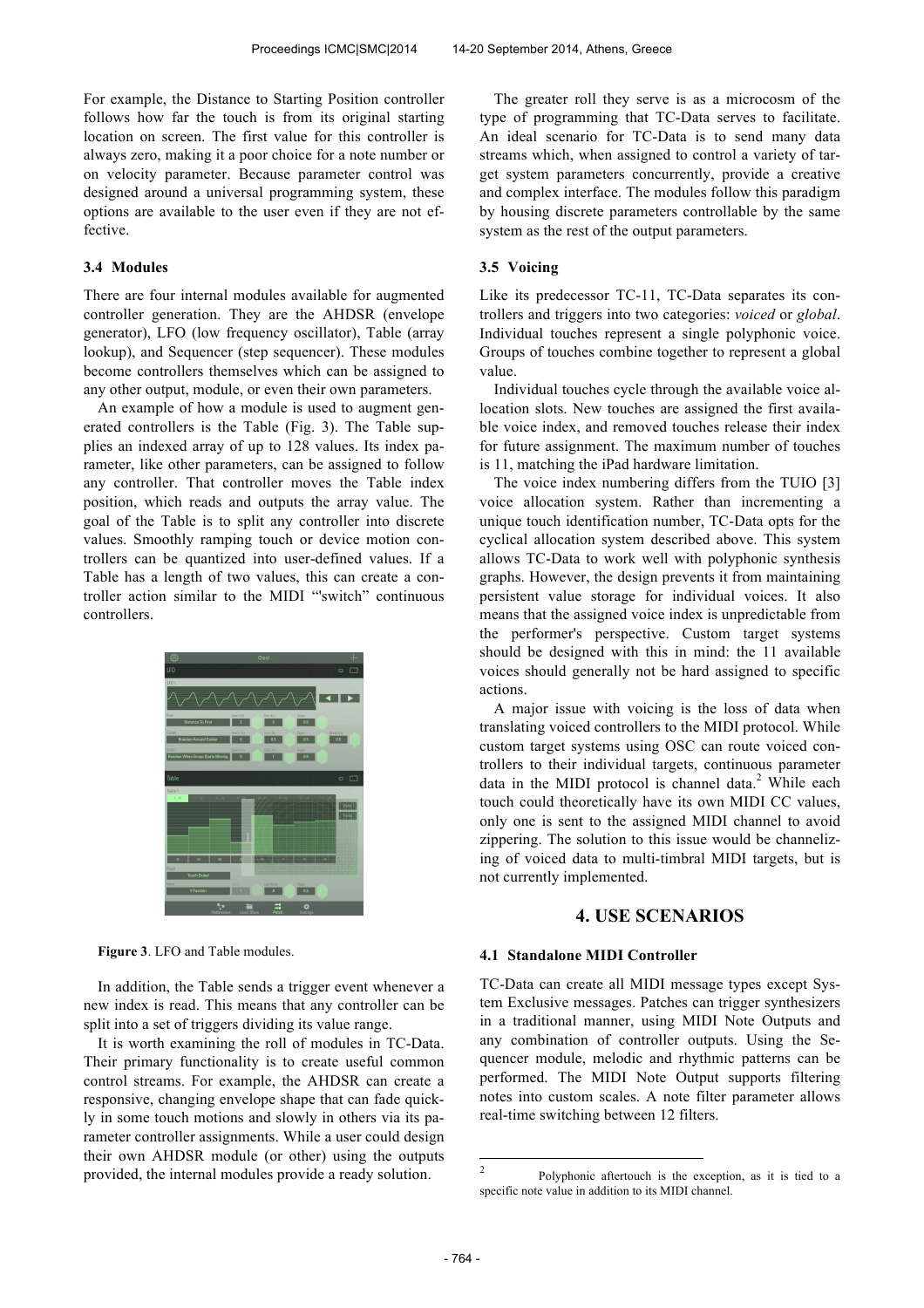For example, the Distance to Starting Position controller follows how far the touch is from its original starting location on screen. The first value for this controller is always zero, making it a poor choice for a note number or on velocity parameter. Because parameter control was designed around a universal programming system, these options are available to the user even if they are not effective.

### 3.4 Modules

There are four internal modules available for augmented controller generation. They are the AHDSR (envelope generator), LFO (low frequency oscillator), Table (array lookup), and Sequencer (step sequencer). These modules become controllers themselves which can be assigned to any other output, module, or even their own parameters.

An example of how a module is used to augment generated controllers is the Table (Fig. 3). The Table supplies an indexed array of up to 128 values. Its index parameter, like other parameters, can be assigned to follow any controller. That controller moves the Table index position, which reads and outputs the array value. The goal of the Table is to split any controller into discrete values. Smoothly ramping touch or device motion controllers can be quantized into user-defined values. If a Table has a length of two values, this can create a controller action similar to the MIDI "'switch" continuous controllers.

**Figure 3**. LFO and Table modules.

In addition, the Table sends a trigger event whenever a new index is read. This means that any controller can be split into a set of triggers dividing its value range.

It is worth examining the roll of modules in TC-Data. Their primary functionality is to create useful common control streams. For example, the AHDSR can create a responsive, changing envelope shape that can fade quickly in some touch motions and slowly in others via its parameter controller assignments. While a user could design their own AHDSR module (or other) using the outputs provided, the internal modules provide a ready solution.

The greater roll they serve is as a microcosm of the type of programming that TC-Data serves to facilitate. An ideal scenario for TC-Data is to send many data streams which, when assigned to control a variety of target system parameters concurrently, provide a creative and complex interface. The modules follow this paradigm by housing discrete parameters controllable by the same system as the rest of the output parameters.

### 3.5 Voicing

Like its predecessor TC-11, TC-Data separates its controllers and triggers into two categories: *voiced* or *global*. Individual touches represent a single polyphonic voice. Groups of touches combine together to represent a global value.

Individual touches cycle through the available voice allocation slots. New touches are assigned the first available voice index, and removed touches release their index for future assignment. The maximum number of touches is 11, matching the iPad hardware limitation.

The voice index numbering differs from the TUIO [3] voice allocation system. Rather than incrementing a unique touch identification number, TC-Data opts for the cyclical allocation system described above. This system allows TC-Data to work well with polyphonic synthesis graphs. However, the design prevents it from maintaining persistent value storage for individual voices. It also means that the assigned voice index is unpredictable from the performer's perspective. Custom target systems should be designed with this in mind: the 11 available voices should generally not be hard assigned to specific actions.

A major issue with voicing is the loss of data when translating voiced controllers to the MIDI protocol. While custom target systems using OSC can route voiced controllers to their individual targets, continuous parameter data in the MIDI protocol is channel data.[2] While each touch could theoretically have its own MIDI CC values, only one is sent to the assigned MIDI channel to avoid zippering. The solution to this issue would be channelizing of voiced data to multi-timbral MIDI targets, but is not currently implemented.

## 4. USE SCENARIOS

### 4.1 Standalone MIDI Controller

TC-Data can create all MIDI message types except System Exclusive messages. Patches can trigger synthesizers in a traditional manner, using MIDI Note Outputs and any combination of controller outputs. Using the Sequencer module, melodic and rhythmic patterns can be performed. The MIDI Note Output supports filtering notes into custom scales. A note filter parameter allows real-time switching between 12 filters.

---

[2] Polyphonic aftertouch is the exception, as it is tied to a specific note value in addition to its MIDI channel.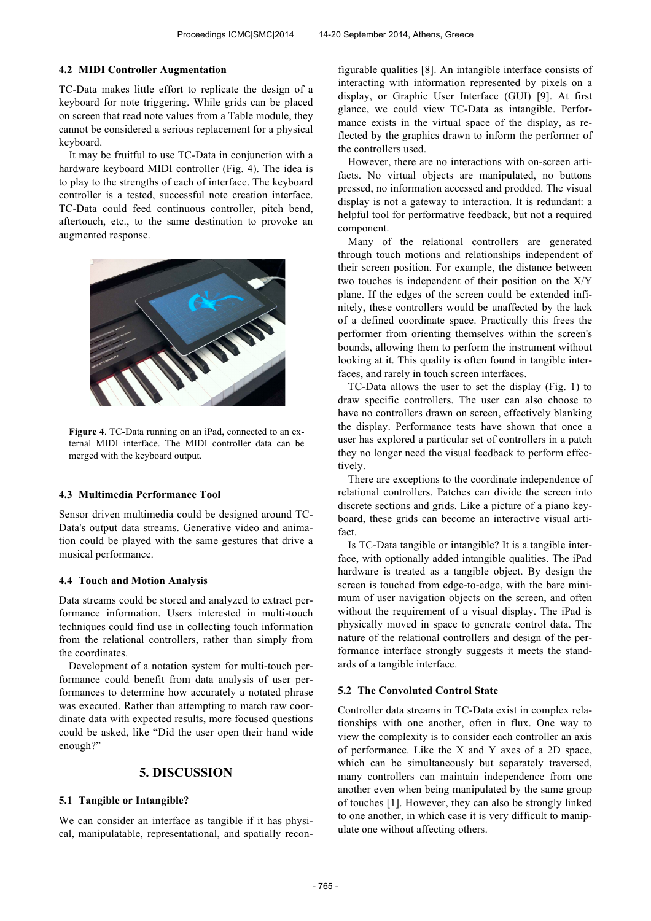### 4.2 MIDI Controller Augmentation

TC-Data makes little effort to replicate the design of a keyboard for note triggering. While grids can be placed on screen that read note values from a Table module, they cannot be considered a serious replacement for a physical keyboard.

It may be fruitful to use TC-Data in conjunction with a hardware keyboard MIDI controller (Fig. 4). The idea is to play to the strengths of each of interface. The keyboard controller is a tested, successful note creation interface. TC-Data could feed continuous controller, pitch bend, aftertouch, etc., to the same destination to provoke an augmented response.

**Figure 4**. TC-Data running on an iPad, connected to an external MIDI interface. The MIDI controller data can be merged with the keyboard output.

### 4.3 Multimedia Performance Tool

Sensor driven multimedia could be designed around TC-Data's output data streams. Generative video and animation could be played with the same gestures that drive a musical performance.

### 4.4 Touch and Motion Analysis

Data streams could be stored and analyzed to extract performance information. Users interested in multi-touch techniques could find use in collecting touch information from the relational controllers, rather than simply from the coordinates.

Development of a notation system for multi-touch performance could benefit from data analysis of user performances to determine how accurately a notated phrase was executed. Rather than attempting to match raw coordinate data with expected results, more focused questions could be asked, like "Did the user open their hand wide enough?"

## 5. DISCUSSION

### 5.1 Tangible or Intangible?

We can consider an interface as tangible if it has physical, manipulatable, representational, and spatially reconfigurable qualities [8]. An intangible interface consists of interacting with information represented by pixels on a display, or Graphic User Interface (GUI) [9]. At first glance, we could view TC-Data as intangible. Performance exists in the virtual space of the display, as reflected by the graphics drawn to inform the performer of the controllers used.

However, there are no interactions with on-screen artifacts. No virtual objects are manipulated, no buttons pressed, no information accessed and prodded. The visual display is not a gateway to interaction. It is redundant: a helpful tool for performative feedback, but not a required component.

Many of the relational controllers are generated through touch motions and relationships independent of their screen position. For example, the distance between two touches is independent of their position on the X/Y plane. If the edges of the screen could be extended infinitely, these controllers would be unaffected by the lack of a defined coordinate space. Practically this frees the performer from orienting themselves within the screen's bounds, allowing them to perform the instrument without looking at it. This quality is often found in tangible interfaces, and rarely in touch screen interfaces.

TC-Data allows the user to set the display (Fig. 1) to draw specific controllers. The user can also choose to have no controllers drawn on screen, effectively blanking the display. Performance tests have shown that once a user has explored a particular set of controllers in a patch they no longer need the visual feedback to perform effectively.

There are exceptions to the coordinate independence of relational controllers. Patches can divide the screen into discrete sections and grids. Like a picture of a piano keyboard, these grids can become an interactive visual artifact.

Is TC-Data tangible or intangible? It is a tangible interface, with optionally added intangible qualities. The iPad hardware is treated as a tangible object. By design the screen is touched from edge-to-edge, with the bare minimum of user navigation objects on the screen, and often without the requirement of a visual display. The iPad is physically moved in space to generate control data. The nature of the relational controllers and design of the performance interface strongly suggests it meets the standards of a tangible interface.

### 5.2 The Convoluted Control State

Controller data streams in TC-Data exist in complex relationships with one another, often in flux. One way to view the complexity is to consider each controller an axis of performance. Like the X and Y axes of a 2D space, which can be simultaneously but separately traversed, many controllers can maintain independence from one another even when being manipulated by the same group of touches [1]. However, they can also be strongly linked to one another, in which case it is very difficult to manipulate one without affecting others.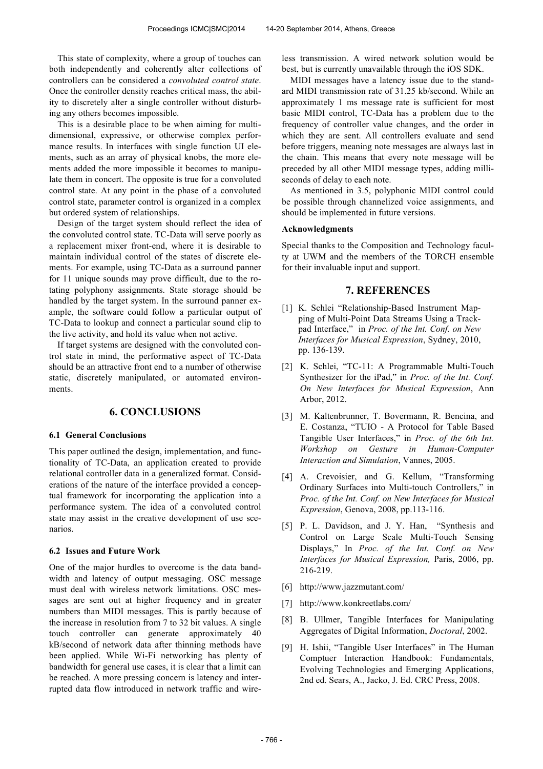This state of complexity, where a group of touches can both independently and coherently alter collections of controllers can be considered a *convoluted control state*. Once the controller density reaches critical mass, the ability to discretely alter a single controller without disturbing any others becomes impossible.

This is a desirable place to be when aiming for multi-dimensional, expressive, or otherwise complex performance results. In interfaces with single function UI elements, such as an array of physical knobs, the more elements added the more impossible it becomes to manipulate them in concert. The opposite is true for a convoluted control state. At any point in the phase of a convoluted control state, parameter control is organized in a complex but ordered system of relationships.

Design of the target system should reflect the idea of the convoluted control state. TC-Data will serve poorly as a replacement mixer front-end, where it is desirable to maintain individual control of the states of discrete elements. For example, using TC-Data as a surround panner for 11 unique sounds may prove difficult, due to the rotating polyphony assignments. State storage should be handled by the target system. In the surround panner example, the software could follow a particular output of TC-Data to lookup and connect a particular sound clip to the live activity, and hold its value when not active.

If target systems are designed with the convoluted control state in mind, the performative aspect of TC-Data should be an attractive front end to a number of otherwise static, discretely manipulated, or automated environments.

## 6. CONCLUSIONS

### 6.1 General Conclusions

This paper outlined the design, implementation, and functionality of TC-Data, an application created to provide relational controller data in a generalized format. Considerations of the nature of the interface provided a conceptual framework for incorporating the application into a performance system. The idea of a convoluted control state may assist in the creative development of use scenarios.

### 6.2 Issues and Future Work

One of the major hurdles to overcome is the data bandwidth and latency of output messaging. OSC message must deal with wireless network limitations. OSC messages are sent out at higher frequency and in greater numbers than MIDI messages. This is partly because of the increase in resolution from 7 to 32 bit values. A single touch controller can generate approximately 40 kB/second of network data after thinning methods have been applied. While Wi-Fi networking has plenty of bandwidth for general use cases, it is clear that a limit can be reached. A more pressing concern is latency and interrupted data flow introduced in network traffic and wireless transmission. A wired network solution would be best, but is currently unavailable through the iOS SDK.

MIDI messages have a latency issue due to the standard MIDI transmission rate of 31.25 kb/second. While an approximately 1 ms message rate is sufficient for most basic MIDI control, TC-Data has a problem due to the frequency of controller value changes, and the order in which they are sent. All controllers evaluate and send before triggers, meaning note messages are always last in the chain. This means that every note message will be preceded by all other MIDI message types, adding milliseconds of delay to each note.

As mentioned in 3.5, polyphonic MIDI control could be possible through channelized voice assignments, and should be implemented in future versions.

**Acknowledgments**

Special thanks to the Composition and Technology faculty at UWM and the members of the TORCH ensemble for their invaluable input and support.

## 7. REFERENCES

[1] K. Schlei "Relationship-Based Instrument Mapping of Multi-Point Data Streams Using a Trackpad Interface," in *Proc. of the Int. Conf. on New Interfaces for Musical Expression*, Sydney, 2010, pp. 136-139.

[2] K. Schlei, "TC-11: A Programmable Multi-Touch Synthesizer for the iPad," in *Proc. of the Int. Conf. On New Interfaces for Musical Expression*, Ann Arbor, 2012.

[3] M. Kaltenbrunner, T. Bovermann, R. Bencina, and E. Costanza, "TUIO - A Protocol for Table Based Tangible User Interfaces," in *Proc. of the 6th Int. Workshop on Gesture in Human-Computer Interaction and Simulation*, Vannes, 2005.

[4] A. Crevoisier, and G. Kellum, "Transforming Ordinary Surfaces into Multi-touch Controllers," in *Proc. of the Int. Conf. on New Interfaces for Musical Expression*, Genova, 2008, pp.113-116.

[5] P. L. Davidson, and J. Y. Han, "Synthesis and Control on Large Scale Multi-Touch Sensing Displays," In *Proc. of the Int. Conf. on New Interfaces for Musical Expression,* Paris, 2006, pp. 216-219.

[6] http://www.jazzmutant.com/

[7] http://www.konkreetlabs.com/

[8] B. Ullmer, Tangible Interfaces for Manipulating Aggregates of Digital Information, *Doctoral*, 2002.

[9] H. Ishii, "Tangible User Interfaces" in The Human Comptuer Interaction Handbook: Fundamentals, Evolving Technologies and Emerging Applications, 2nd ed. Sears, A., Jacko, J. Ed. CRC Press, 2008.